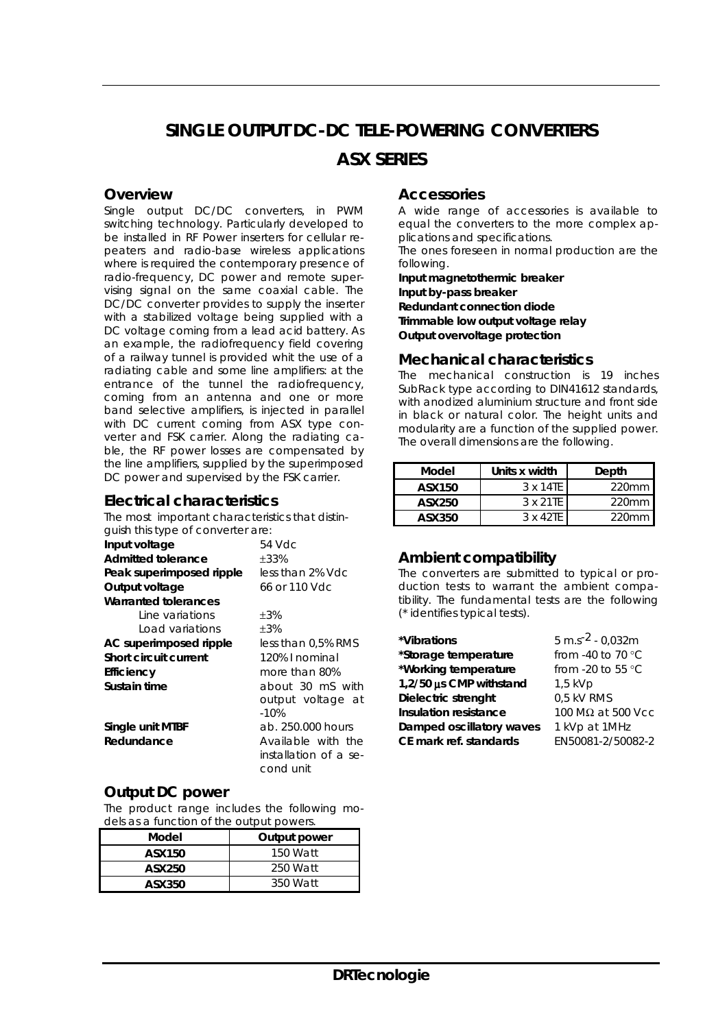# SINGLE OUTPUT DC-DC TELE-POWERING CONVERTERS

# ASX SERIES

## Overview

Single output DC/DC converters, in PWM switching technology. Particularly developed to be installed in RF Power inserters for cellular repeaters and radio-base wireless applications where is required the contemporary presence of radio-frequency, DC power and remote supervising signal on the same coaxial cable. The DC/DC converter provides to supply the inserter with a stabilized voltage being supplied with a DC voltage coming from a lead acid battery. As an example, the radiofrequency field covering of a railway tunnel is provided whit the use of a radiating cable and some line amplifiers: at the entrance of the tunnel the radiofrequency, coming from an antenna and one or more band selective amplifiers, is injected in parallel with DC current coming from ASX type converter and FSK carrier. Along the radiating cable, the RF power losses are compensated by the line amplifiers, supplied by the superimposed DC power and supervised by the FSK carrier.

## Electrical characteristics

The most important characteristics that distinguish this type of converter are:

| | |
|---|---|
| **Input voltage** | 54 Vdc |
| **Admitted tolerance** | ±33% |
| **Peak superimposed ripple** | less than 2% Vdc |
| **Output voltage** | 66 or 110 Vdc |
| **Warranted tolerances** | |
| Line variations | ±3% |
| Load variations | ±3% |
| **AC superimposed ripple** | less than 0,5% RMS |
| **Short circuit current** | 120% I nominal |
| **Efficiency** | more than 80% |
| **Sustain time** | about 30 mS with output voltage at -10% |
| **Single unit MTBF** | ab. 250.000 hours |
| **Redundance** | Available with the installation of a second unit |

## Output DC power

The product range includes the following models as a function of the output powers.

| Model | Output power |
|---|---|
| **ASX150** | 150 Watt |
| **ASX250** | 250 Watt |
| **ASX350** | 350 Watt |

## Accessories

A wide range of accessories is available to equal the converters to the more complex applications and specifications.

The ones foreseen in normal production are the following.

**Input magnetothermic breaker**
**Input by-pass breaker**
**Redundant connection diode**
**Trimmable low output voltage relay**
**Output overvoltage protection**

## Mechanical characteristics

The mechanical construction is 19 inches SubRack type according to DIN41612 standards, with anodized aluminium structure and front side in black or natural color. The height units and modularity are a function of the supplied power. The overall dimensions are the following.

| Model | Units x width | Depth |
|---|---|---|
| **ASX150** | 3 x 14TE | 220mm |
| **ASX250** | 3 x 21TE | 220mm |
| **ASX350** | 3 x 42TE | 220mm |

## Ambient compatibility

The converters are submitted to typical or production tests to warrant the ambient compatibility. The fundamental tests are the following (* identifies typical tests).

| | |
|---|---|
| **\*Vibrations** | 5 m.s$^{-2}$ - 0,032m |
| **\*Storage temperature** | from -40 to 70 °C |
| **\*Working temperature** | from -20 to 55 °C |
| **1,2/50 μs CMP withstand** | 1,5 kVp |
| **Dielectric strenght** | 0,5 kV RMS |
| **Insulation resistance** | 100 MΩ at 500 Vcc |
| **Damped oscillatory waves** | 1 kVp at 1MHz |
| **CE mark ref. standards** | EN50081-2/50082-2 |

DRTecnologie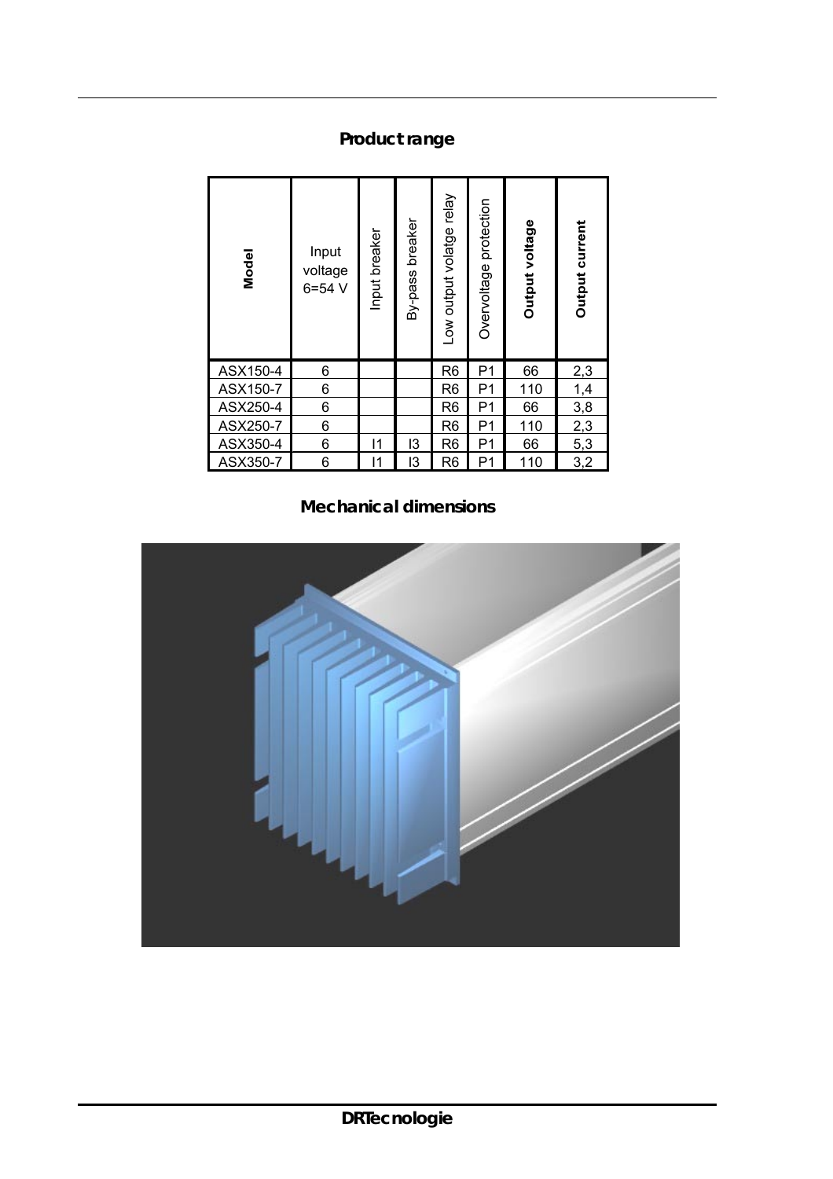## Product range

| Model | Input voltage 6=54 V | Input breaker | By-pass breaker | Low output volatge relay | Overvoltage protection | Output voltage | Output current |
|---|---|---|---|---|---|---|---|
| ASX150-4 | 6 | | | R6 | P1 | 66 | 2,3 |
| ASX150-7 | 6 | | | R6 | P1 | 110 | 1,4 |
| ASX250-4 | 6 | | | R6 | P1 | 66 | 3,8 |
| ASX250-7 | 6 | | | R6 | P1 | 110 | 2,3 |
| ASX350-4 | 6 | I1 | I3 | R6 | P1 | 66 | 5,3 |
| ASX350-7 | 6 | I1 | I3 | R6 | P1 | 110 | 3,2 |

## Mechanical dimensions